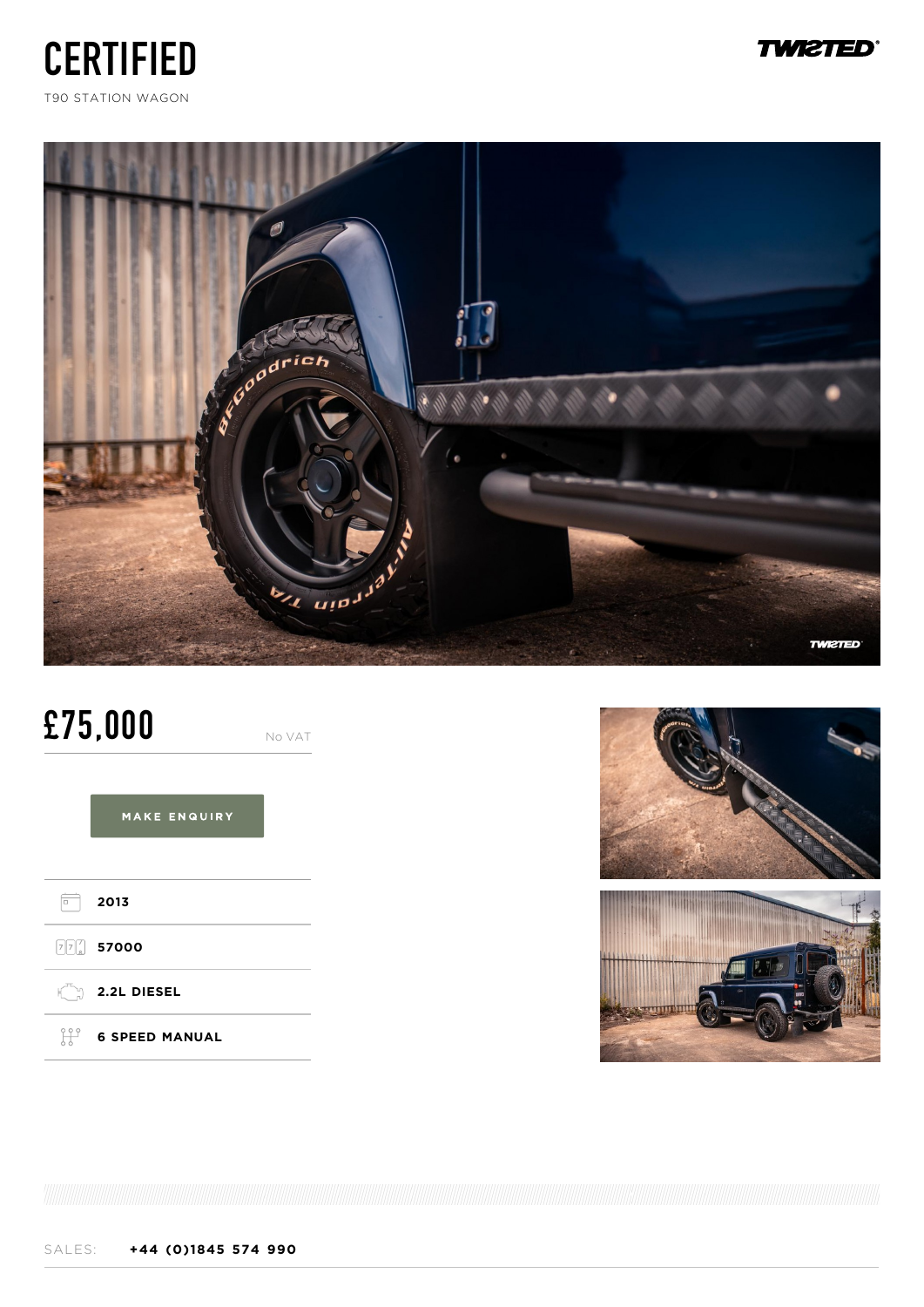# CERTIFIED

T90 STATION WAGON

TWISTED

# £75,000

No VAT

MAKE ENQUIRY

- 2013
- 57000
- 2.2L DIESEL
- 6 SPEED MANUAL

SALES: **+44 (0)1845 574 990**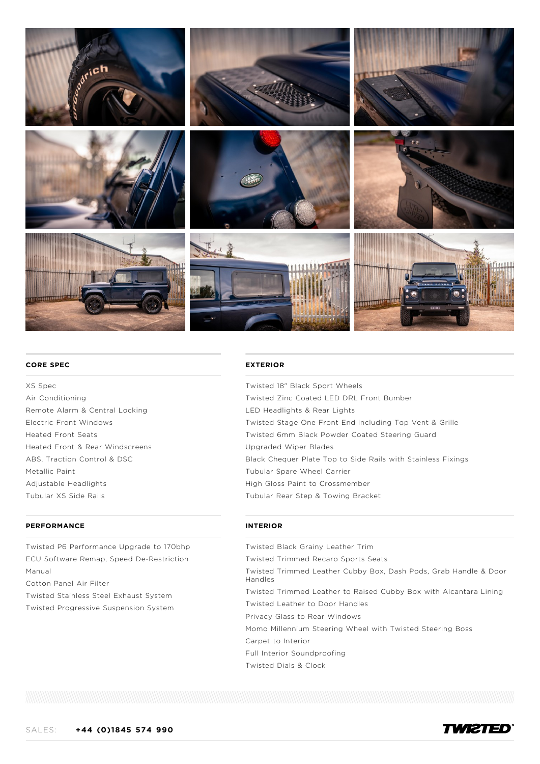## CORE SPEC

XS Spec
Air Conditioning
Remote Alarm & Central Locking
Electric Front Windows
Heated Front Seats
Heated Front & Rear Windscreens
ABS, Traction Control & DSC
Metallic Paint
Adjustable Headlights
Tubular XS Side Rails

## PERFORMANCE

Twisted P6 Performance Upgrade to 170bhp
ECU Software Remap, Speed De-Restriction
Manual
Cotton Panel Air Filter
Twisted Stainless Steel Exhaust System
Twisted Progressive Suspension System

## EXTERIOR

Twisted 18" Black Sport Wheels
Twisted Zinc Coated LED DRL Front Bumber
LED Headlights & Rear Lights
Twisted Stage One Front End including Top Vent & Grille
Twisted 6mm Black Powder Coated Steering Guard
Upgraded Wiper Blades
Black Chequer Plate Top to Side Rails with Stainless Fixings
Tubular Spare Wheel Carrier
High Gloss Paint to Crossmember
Tubular Rear Step & Towing Bracket

## INTERIOR

Twisted Black Grainy Leather Trim
Twisted Trimmed Recaro Sports Seats
Twisted Trimmed Leather Cubby Box, Dash Pods, Grab Handle & Door Handles
Twisted Trimmed Leather to Raised Cubby Box with Alcantara Lining
Twisted Leather to Door Handles
Privacy Glass to Rear Windows
Momo Millennium Steering Wheel with Twisted Steering Boss
Carpet to Interior
Full Interior Soundproofing
Twisted Dials & Clock

SALES: **+44 (0)1845 574 990**

TWISTED®